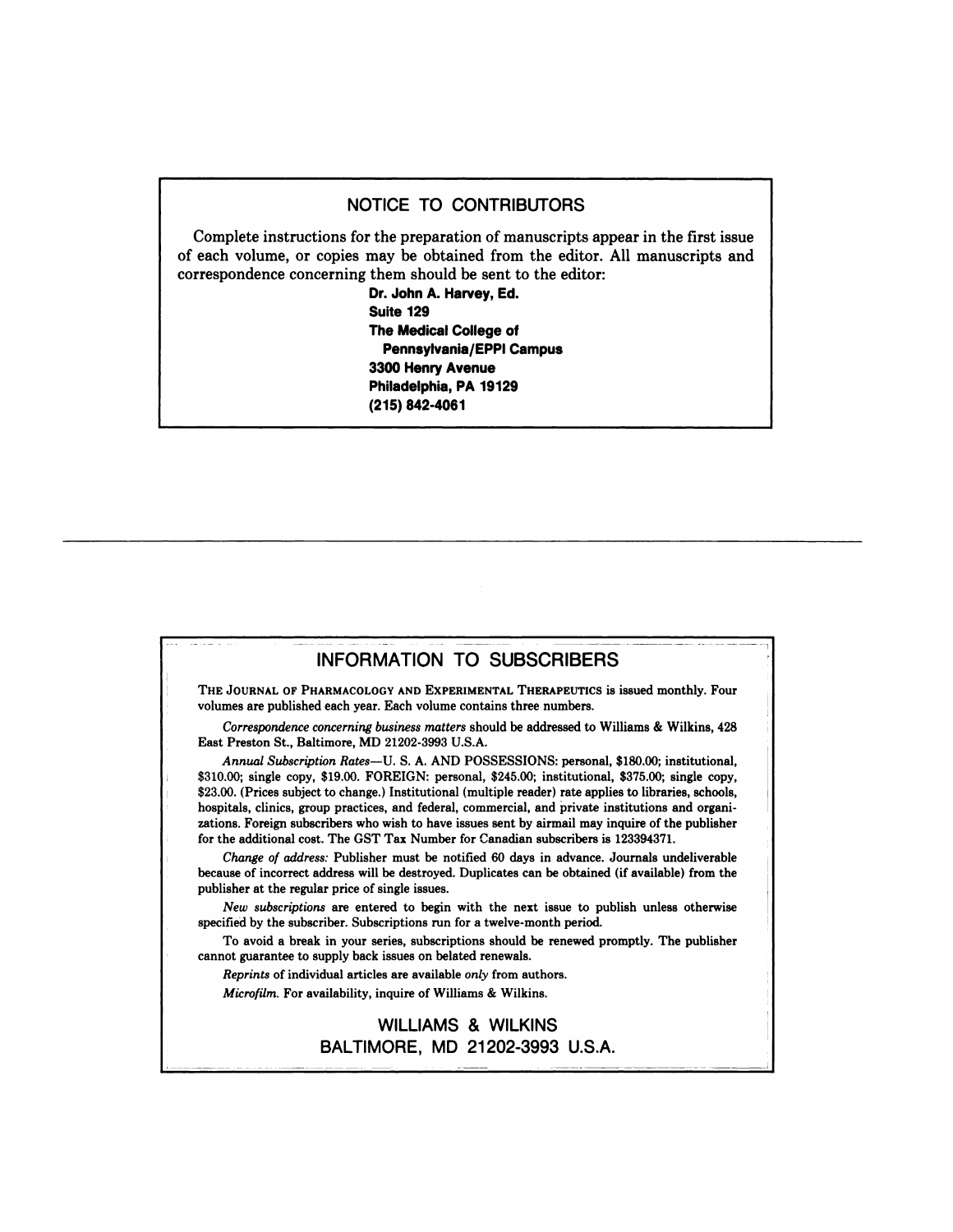## NOTICE TO CONTRIBUTORS

Complete instructions for the preparation of manuscripts appear in the first issue of each volume, or copies may be obtained from the editor. All manuscripts and correspondence concerning them should be sent to the editor:

**Dr. John A. Harvey, Ed.**
**Suite 129**
**The Medical College of Pennsylvania/EPPI Campus**
**3300 Henry Avenue**
**Philadelphia, PA 19129**
**(215) 842-4061**

---

## INFORMATION TO SUBSCRIBERS

THE JOURNAL OF PHARMACOLOGY AND EXPERIMENTAL THERAPEUTICS is issued monthly. Four volumes are published each year. Each volume contains three numbers.

*Correspondence concerning business matters* should be addressed to Williams & Wilkins, 428 East Preston St., Baltimore, MD 21202-3993 U.S.A.

*Annual Subscription Rates*—U. S. A. AND POSSESSIONS: personal, $180.00; institutional, $310.00; single copy, $19.00. FOREIGN: personal, $245.00; institutional, $375.00; single copy, $23.00. (Prices subject to change.) Institutional (multiple reader) rate applies to libraries, schools, hospitals, clinics, group practices, and federal, commercial, and private institutions and organizations. Foreign subscribers who wish to have issues sent by airmail may inquire of the publisher for the additional cost. The GST Tax Number for Canadian subscribers is 123394371.

*Change of address:* Publisher must be notified 60 days in advance. Journals undeliverable because of incorrect address will be destroyed. Duplicates can be obtained (if available) from the publisher at the regular price of single issues.

*New subscriptions* are entered to begin with the next issue to publish unless otherwise specified by the subscriber. Subscriptions run for a twelve-month period.

To avoid a break in your series, subscriptions should be renewed promptly. The publisher cannot guarantee to supply back issues on belated renewals.

*Reprints* of individual articles are available *only* from authors.

*Microfilm.* For availability, inquire of Williams & Wilkins.

WILLIAMS & WILKINS
BALTIMORE, MD 21202-3993 U.S.A.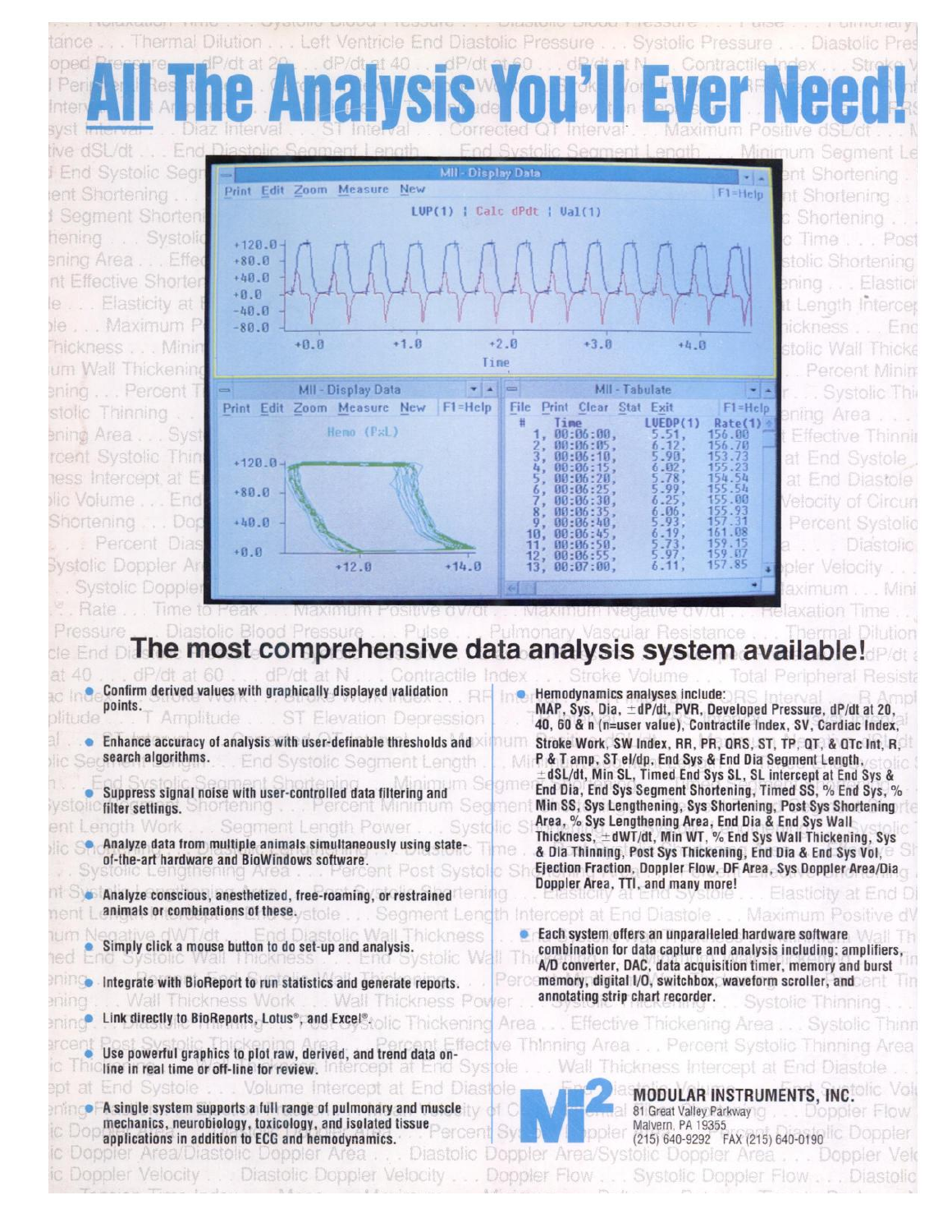# All The Analysis You'll Ever Need!

## The most comprehensive data analysis system available!

- Confirm derived values with graphically displayed validation points.
- Enhance accuracy of analysis with user-definable thresholds and search algorithms.
- Suppress signal noise with user-controlled data filtering and filter settings.
- Analyze data from multiple animals simultaneously using state-of-the-art hardware and BioWindows software.
- Analyze conscious, anesthetized, free-roaming, or restrained animals or combinations of these.
- Simply click a mouse button to do set-up and analysis.
- Integrate with BioReport to run statistics and generate reports.
- Link directly to BioReports, Lotus®, and Excel®.
- Use powerful graphics to plot raw, derived, and trend data on-line in real time or off-line for review.
- A single system supports a full range of pulmonary and muscle mechanics, neurobiology, toxicology, and isolated tissue applications in addition to ECG and hemodynamics.

- Hemodynamics analyses include: MAP, Sys, Dia, ±dP/dt, PVR, Developed Pressure, dP/dt at 20, 40, 60 & n (n=user value), Contractile Index, SV, Cardiac Index, Stroke Work, SW Index, RR, PR, QRS, ST, TP, QT, & QTc Int, R, P & T amp, ST el/dp, End Sys & End Dia Segment Length, ±dSL/dt, Min SL, Timed End Sys SL, SL intercept at End Sys & End Dia, End Sys Segment Shortening, Timed SS, % End Sys, % Min SS, Sys Lengthening, Sys Shortening, Post Sys Shortening Area, % Sys Lengthening Area, End Dia & End Sys Wall Thickness, ±dWT/dt, Min WT, % End Sys Wall Thickening, Sys & Dia Thinning, Post Sys Thickening, End Dia & End Sys Vol, Ejection Fraction, Doppler Flow, DF Area, Sys Doppler Area/Dia Doppler Area, TTI, and many more!
- Each system offers an unparalleled hardware software combination for data capture and analysis including: amplifiers, A/D converter, DAC, data acquisition timer, memory and burst memory, digital I/O, switchbox, waveform scroller, and annotating strip chart recorder.

**MODULAR INSTRUMENTS, INC.**
81 Great Valley Parkway
Malvern, PA 19355
(215) 640-9292 FAX (215) 640-0190